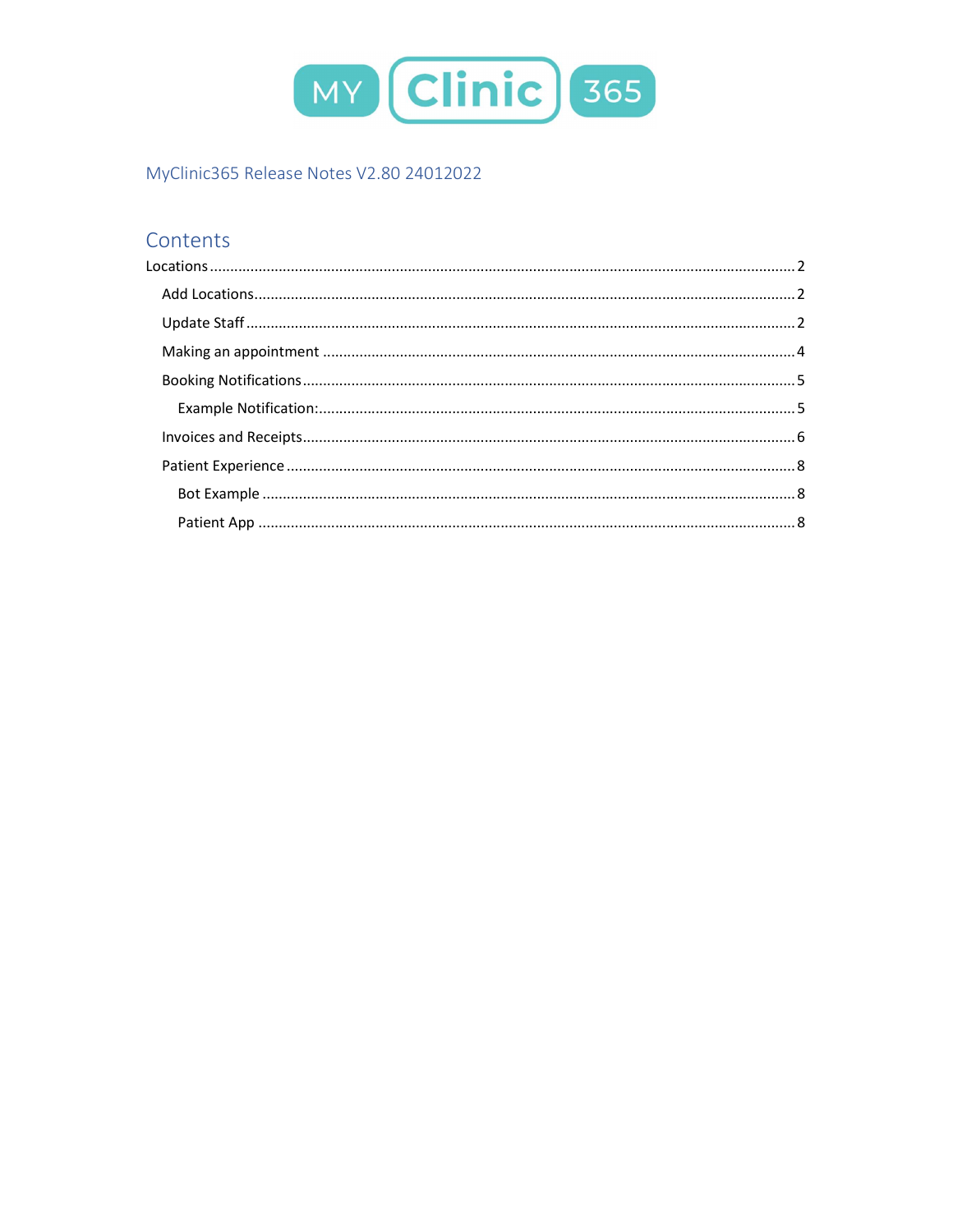MY Clinic 365

MyClinic365 Release Notes V2.80 24012022

# Contents

- Locations ..... 2
  - Add Locations ..... 2
  - Update Staff ..... 2
  - Making an appointment ..... 4
  - Booking Notifications ..... 5
    - Example Notification: ..... 5
  - Invoices and Receipts ..... 6
  - Patient Experience ..... 8
    - Bot Example ..... 8
    - Patient App ..... 8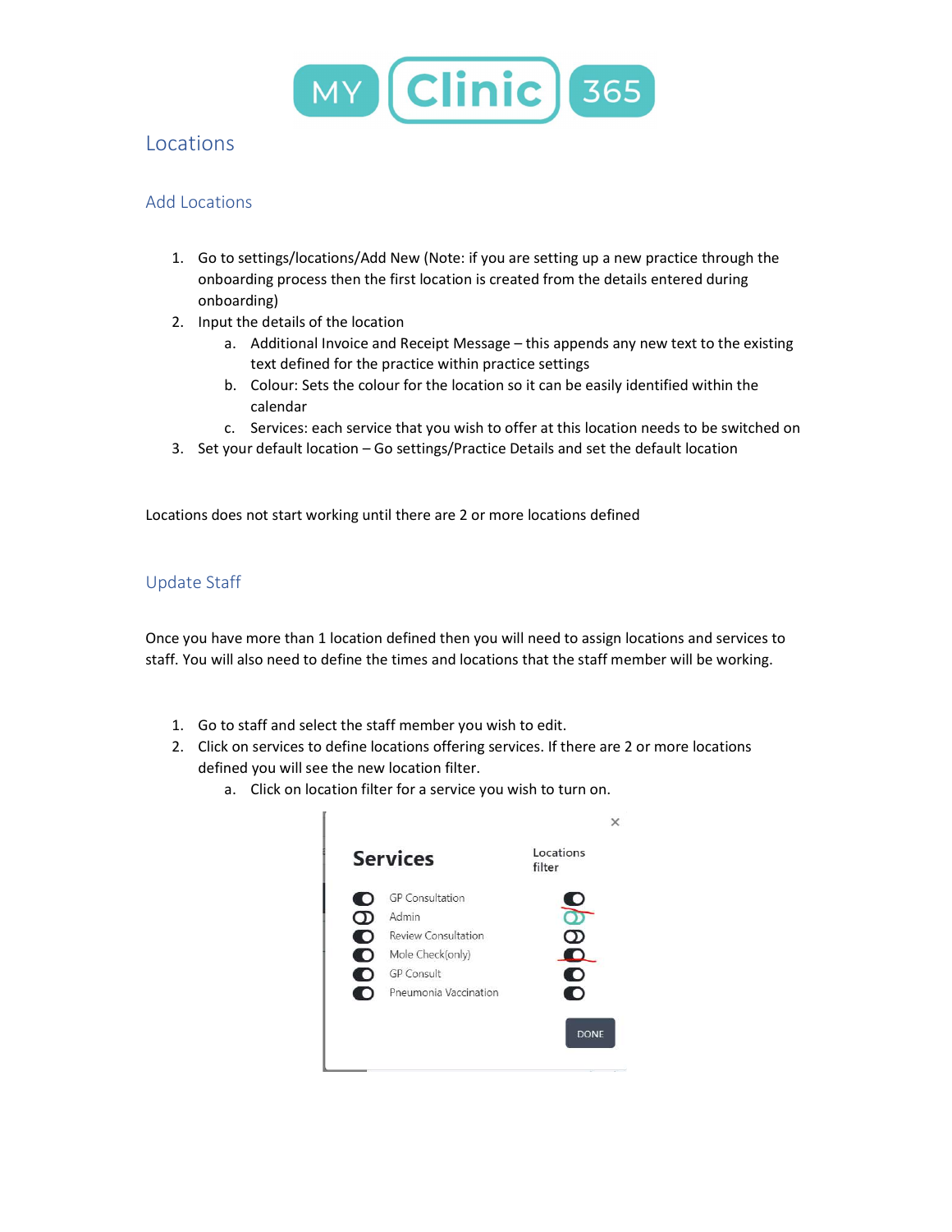# Locations

## Add Locations

1. Go to settings/locations/Add New (Note: if you are setting up a new practice through the onboarding process then the first location is created from the details entered during onboarding)
2. Input the details of the location
   a. Additional Invoice and Receipt Message – this appends any new text to the existing text defined for the practice within practice settings
   b. Colour: Sets the colour for the location so it can be easily identified within the calendar
   c. Services: each service that you wish to offer at this location needs to be switched on
3. Set your default location – Go settings/Practice Details and set the default location

Locations does not start working until there are 2 or more locations defined

## Update Staff

Once you have more than 1 location defined then you will need to assign locations and services to staff. You will also need to define the times and locations that the staff member will be working.

1. Go to staff and select the staff member you wish to edit.
2. Click on services to define locations offering services. If there are 2 or more locations defined you will see the new location filter.
   a. Click on location filter for a service you wish to turn on.

**Services** | Locations filter

- GP Consultation
- Admin
- Review Consultation
- Mole Check(only)
- GP Consult
- Pneumonia Vaccination

DONE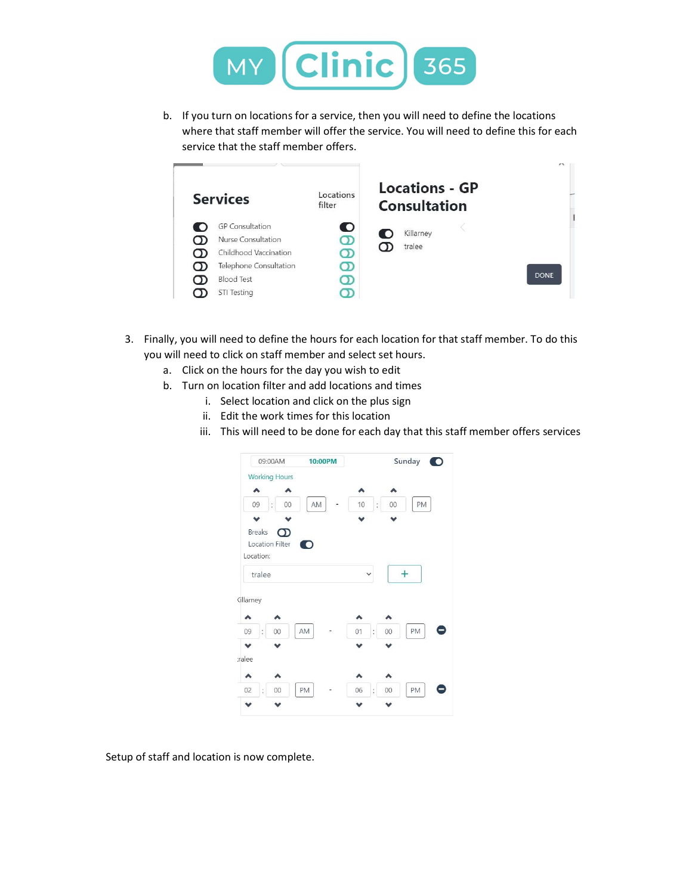b. If you turn on locations for a service, then you will need to define the locations where that staff member will offer the service. You will need to define this for each service that the staff member offers.

3. Finally, you will need to define the hours for each location for that staff member. To do this you will need to click on staff member and select set hours.
   a. Click on the hours for the day you wish to edit
   b. Turn on location filter and add locations and times
      i. Select location and click on the plus sign
      ii. Edit the work times for this location
      iii. This will need to be done for each day that this staff member offers services

Setup of staff and location is now complete.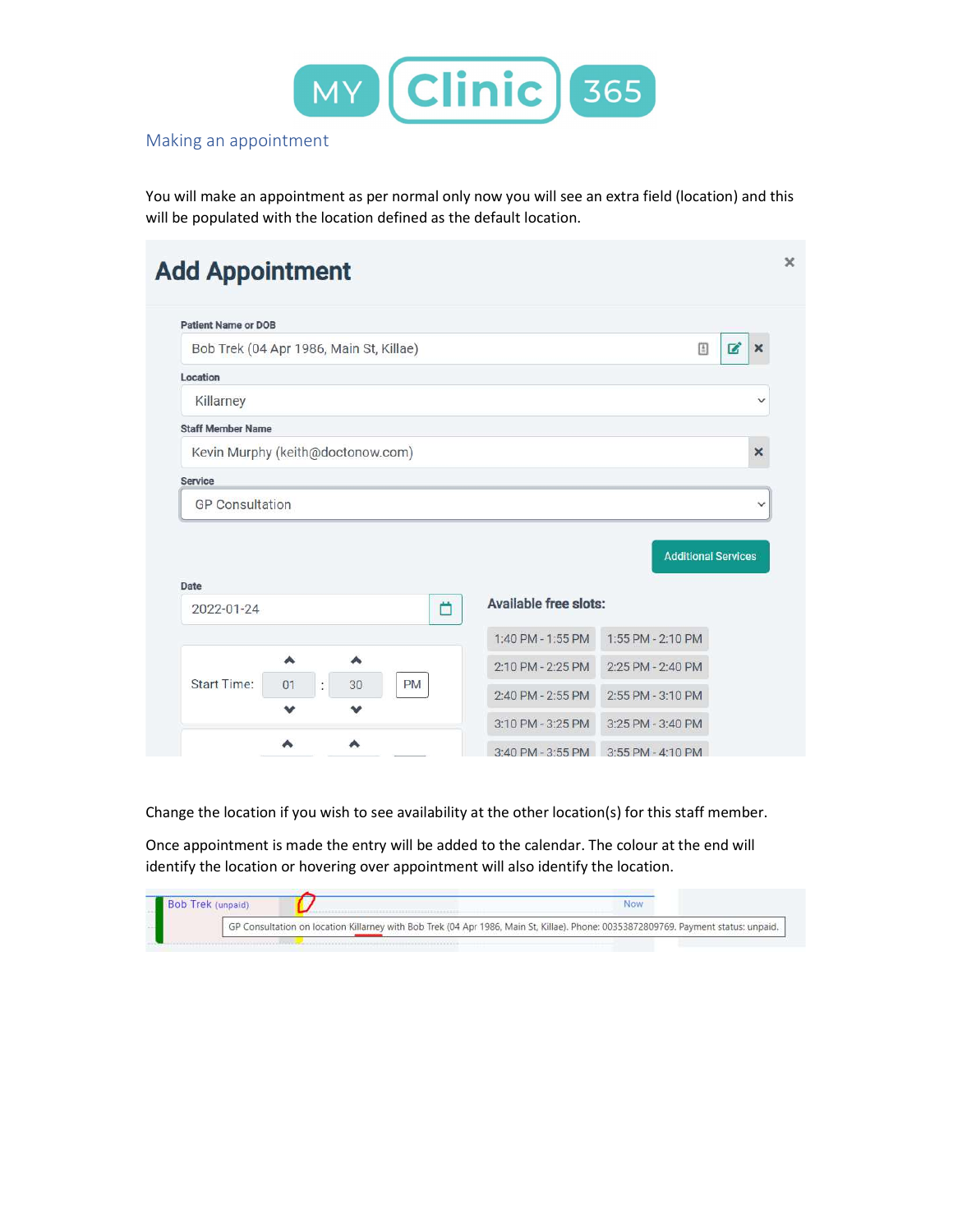## Making an appointment

You will make an appointment as per normal only now you will see an extra field (location) and this will be populated with the location defined as the default location.

**Add Appointment**

Patient Name or DOB: Bob Trek (04 Apr 1986, Main St, Killae)

Location: Killarney

Staff Member Name: Kevin Murphy (keith@doctonow.com)

Service: GP Consultation

Additional Services

Date: 2022-01-24

Start Time: 01 : 30 PM

Available free slots:

| | |
|---|---|
| 1:40 PM - 1:55 PM | 1:55 PM - 2:10 PM |
| 2:10 PM - 2:25 PM | 2:25 PM - 2:40 PM |
| 2:40 PM - 2:55 PM | 2:55 PM - 3:10 PM |
| 3:10 PM - 3:25 PM | 3:25 PM - 3:40 PM |
| 3:40 PM - 3:55 PM | 3:55 PM - 4:10 PM |

Change the location if you wish to see availability at the other location(s) for this staff member.

Once appointment is made the entry will be added to the calendar. The colour at the end will identify the location or hovering over appointment will also identify the location.

Bob Trek (unpaid) — Now

GP Consultation on location Killarney with Bob Trek (04 Apr 1986, Main St, Killae). Phone: 00353872809769. Payment status: unpaid.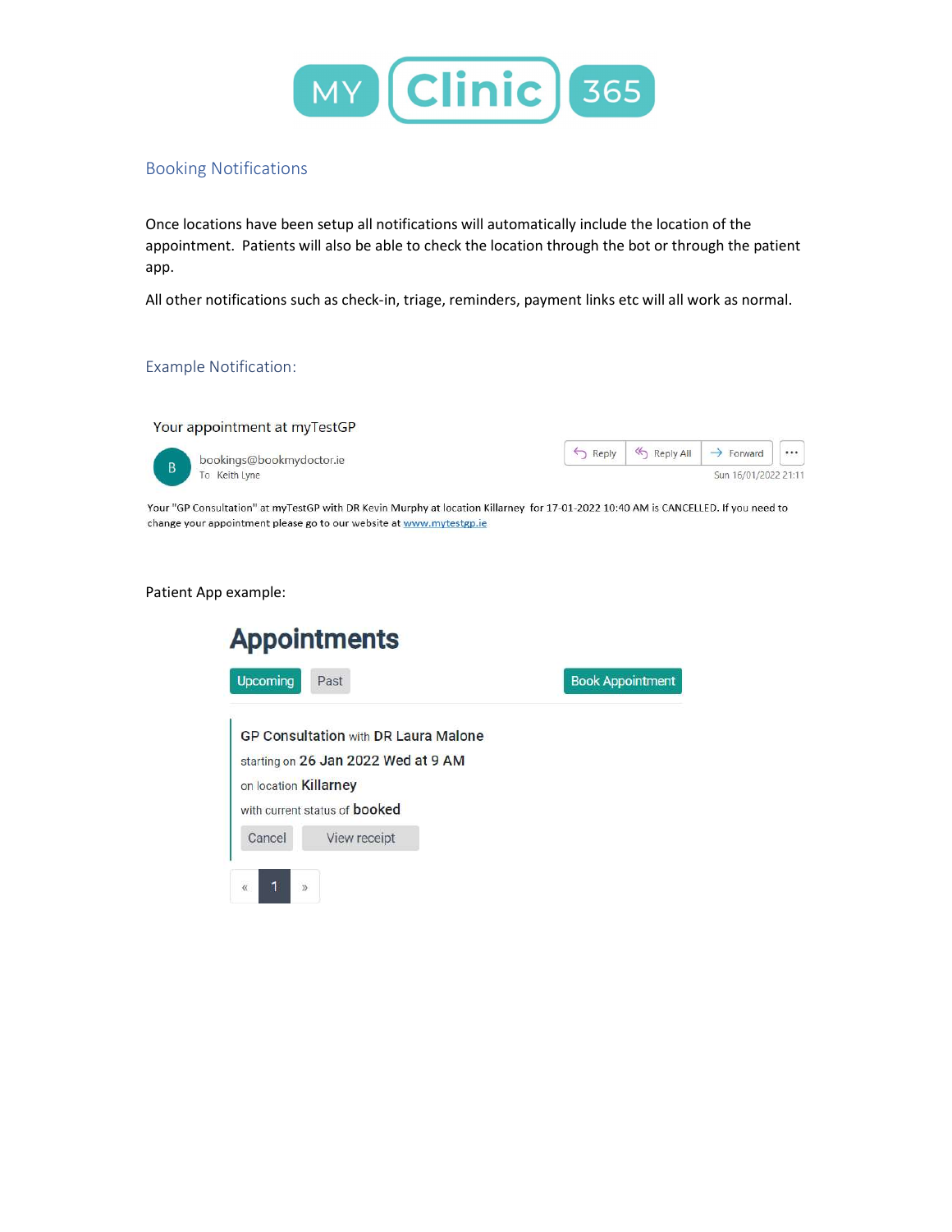MY Clinic 365

## Booking Notifications

Once locations have been setup all notifications will automatically include the location of the appointment. Patients will also be able to check the location through the bot or through the patient app.

All other notifications such as check-in, triage, reminders, payment links etc will all work as normal.

## Example Notification:

Your appointment at myTestGP

B bookings@bookmydoctor.ie
To Keith Lyne

Reply | Reply All | Forward | ...

Sun 16/01/2022 21:11

Your "GP Consultation" at myTestGP with DR Kevin Murphy at location Killarney for 17-01-2022 10:40 AM is CANCELLED. If you need to change your appointment please go to our website at www.mytestgp.ie

Patient App example:

# Appointments

Upcoming | Past | Book Appointment

GP Consultation with DR Laura Malone
starting on 26 Jan 2022 Wed at 9 AM
on location Killarney
with current status of booked

Cancel | View receipt

« 1 »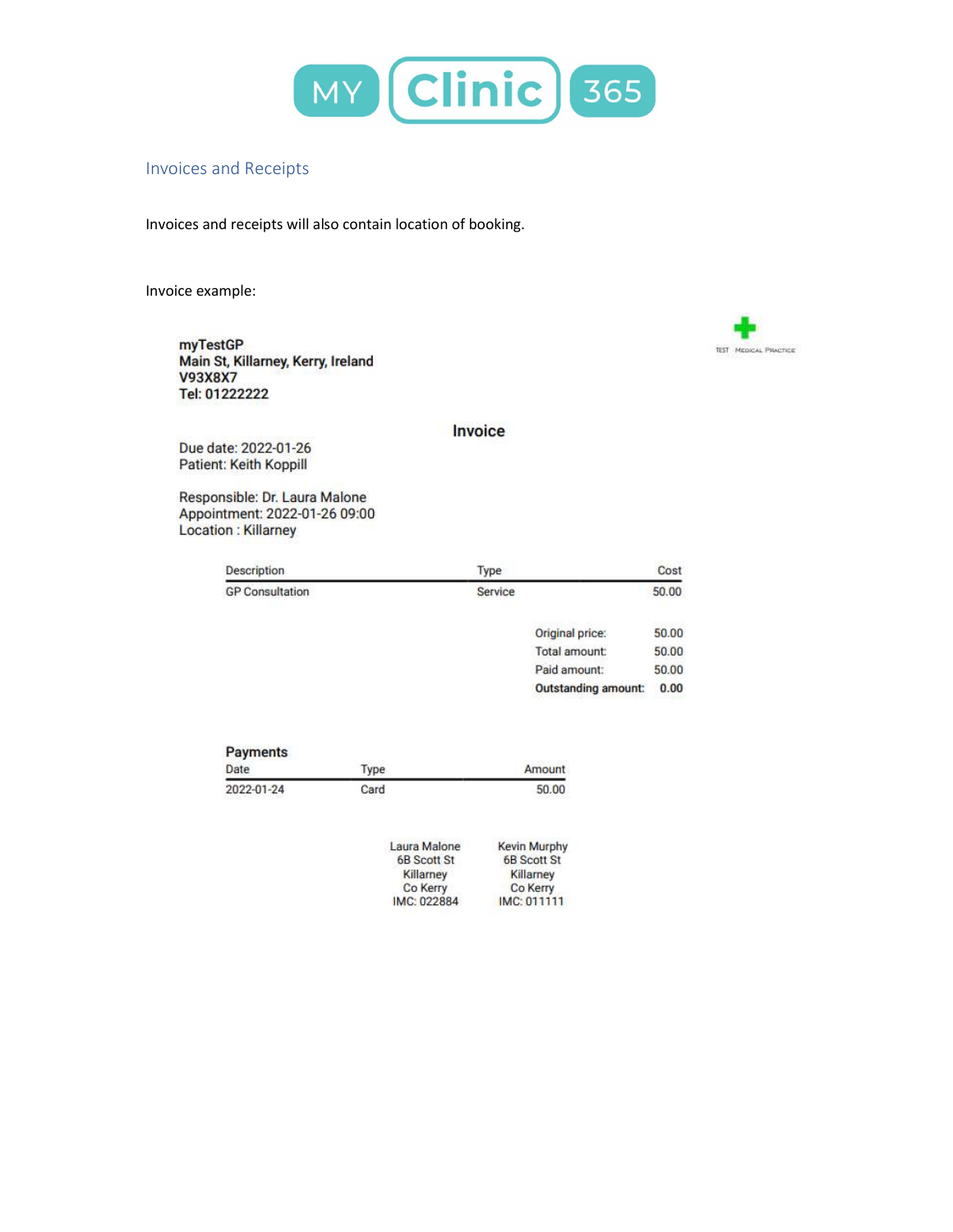## Invoices and Receipts

Invoices and receipts will also contain location of booking.

Invoice example:

**myTestGP**
**Main St, Killarney, Kerry, Ireland**
**V93X8X7**
**Tel: 01222222**

TEST MEDICAL PRACTICE

### Invoice

Due date: 2022-01-26
Patient: Keith Koppill

Responsible: Dr. Laura Malone
Appointment: 2022-01-26 09:00
Location : Killarney

| Description | Type | Cost |
| --- | --- | --- |
| GP Consultation | Service | 50.00 |

| | |
| --- | --- |
| Original price: | 50.00 |
| Total amount: | 50.00 |
| Paid amount: | 50.00 |
| **Outstanding amount:** | **0.00** |

**Payments**

| Date | Type | Amount |
| --- | --- | --- |
| 2022-01-24 | Card | 50.00 |

| Laura Malone | Kevin Murphy |
| --- | --- |
| 6B Scott St | 6B Scott St |
| Killarney | Killarney |
| Co Kerry | Co Kerry |
| IMC: 022884 | IMC: 011111 |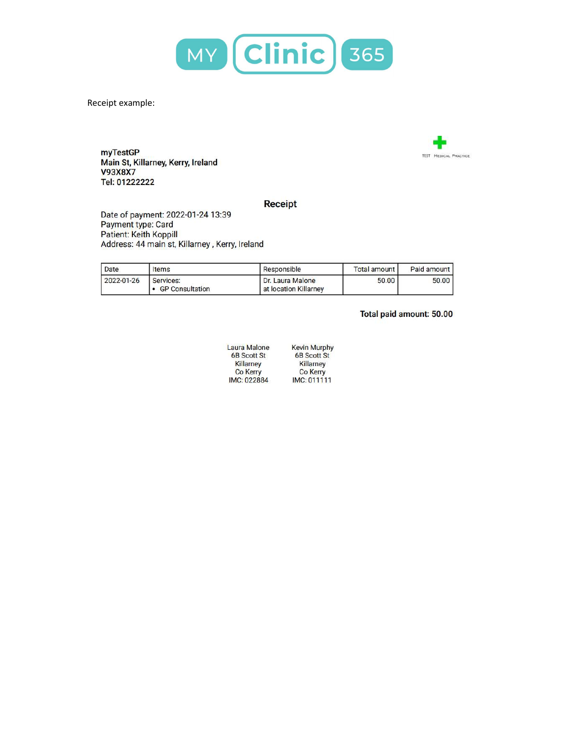Receipt example:

**myTestGP**
**Main St, Killarney, Kerry, Ireland**
**V93X8X7**
**Tel: 01222222**

TEST MEDICAL PRACTICE

## Receipt

Date of payment: 2022-01-24 13:39
Payment type: Card
Patient: Keith Koppill
Address: 44 main st, Killarney , Kerry, Ireland

| Date | Items | Responsible | Total amount | Paid amount |
|---|---|---|---|---|
| 2022-01-26 | Services:<br>• GP Consultation | Dr. Laura Malone<br>at location Killarney | 50.00 | 50.00 |

**Total paid amount: 50.00**

Laura Malone
6B Scott St
Killarney
Co Kerry
IMC: 022884

Kevin Murphy
6B Scott St
Killarney
Co Kerry
IMC: 011111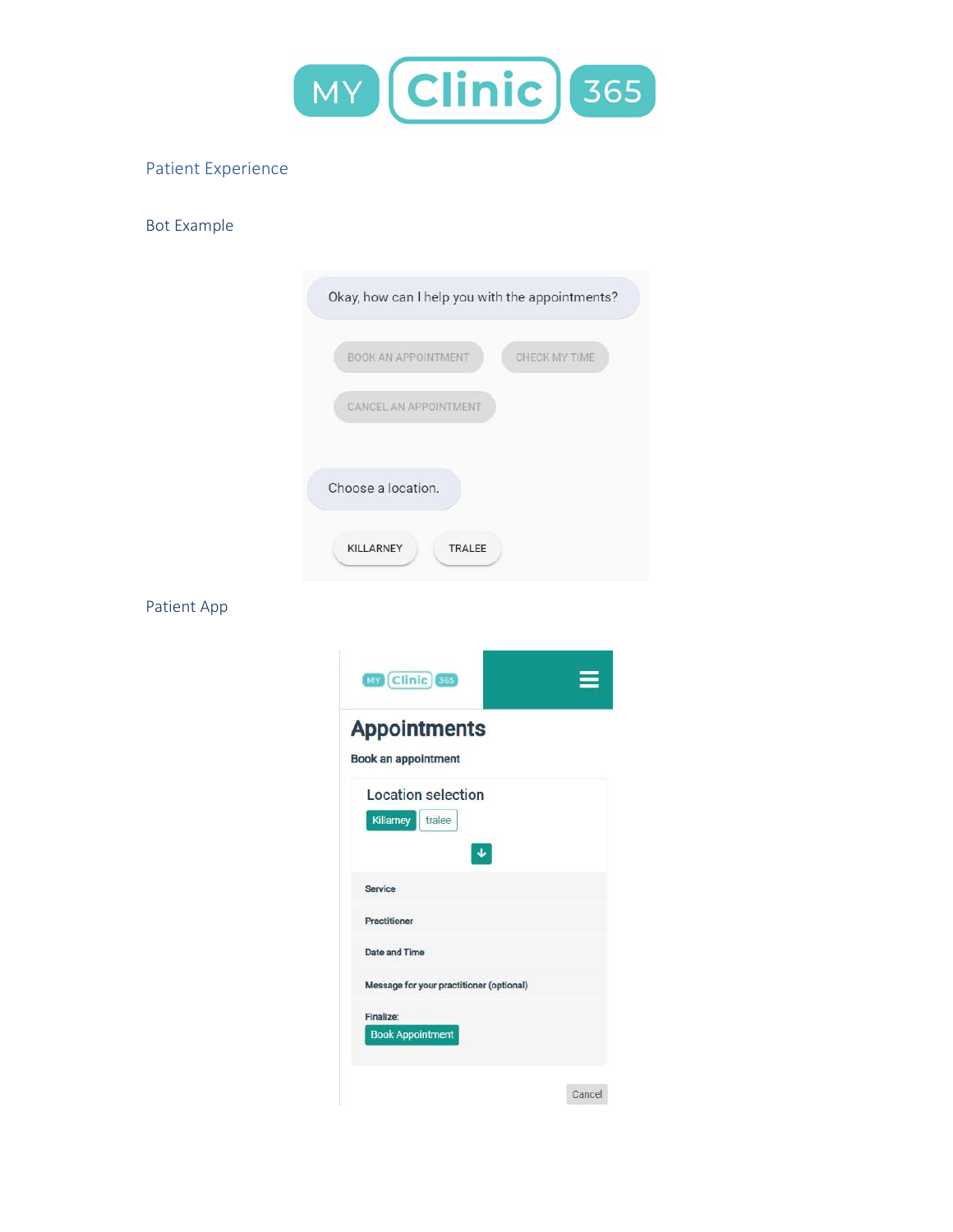MY Clinic 365

## Patient Experience

### Bot Example

Okay, how can I help you with the appointments?

BOOK AN APPOINTMENT

CHECK MY TIME

CANCEL AN APPOINTMENT

Choose a location.

KILLARNEY

TRALEE

### Patient App

MY Clinic 365

**Appointments**

Book an appointment

Location selection

Killarney tralee

Service

Practitioner

Date and Time

Message for your practitioner (optional)

Finalize:

Book Appointment

Cancel